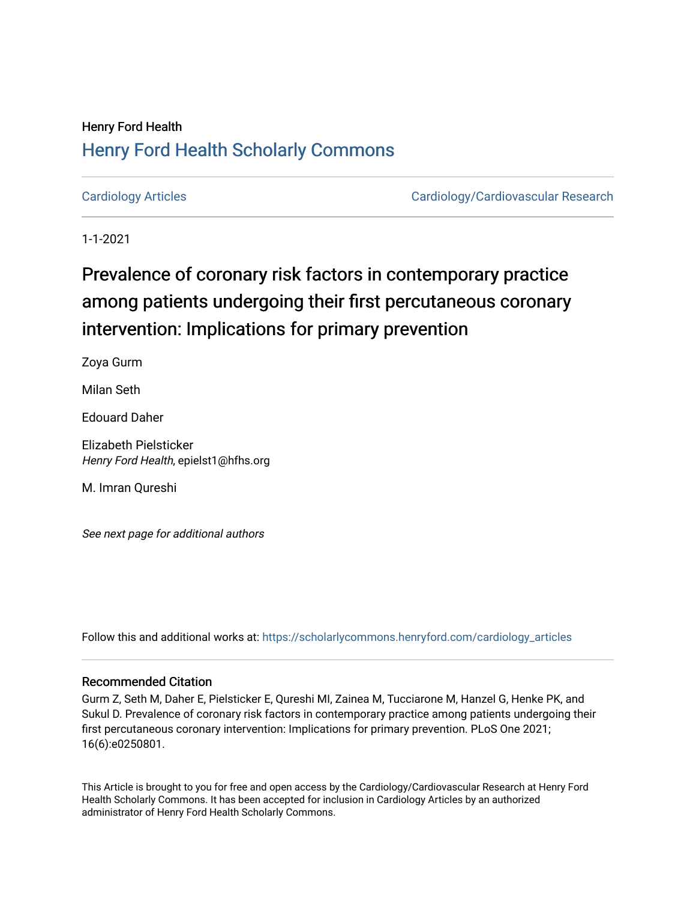Henry Ford Health

## Henry Ford Health Scholarly Commons

Cardiology Articles

Cardiology/Cardiovascular Research

1-1-2021

# Prevalence of coronary risk factors in contemporary practice among patients undergoing their first percutaneous coronary intervention: Implications for primary prevention

Zoya Gurm

Milan Seth

Edouard Daher

Elizabeth Pielsticker
*Henry Ford Health*, epielst1@hfhs.org

M. Imran Qureshi

*See next page for additional authors*

Follow this and additional works at: https://scholarlycommons.henryford.com/cardiology_articles

### Recommended Citation

Gurm Z, Seth M, Daher E, Pielsticker E, Qureshi MI, Zainea M, Tucciarone M, Hanzel G, Henke PK, and Sukul D. Prevalence of coronary risk factors in contemporary practice among patients undergoing their first percutaneous coronary intervention: Implications for primary prevention. PLoS One 2021; 16(6):e0250801.

This Article is brought to you for free and open access by the Cardiology/Cardiovascular Research at Henry Ford Health Scholarly Commons. It has been accepted for inclusion in Cardiology Articles by an authorized administrator of Henry Ford Health Scholarly Commons.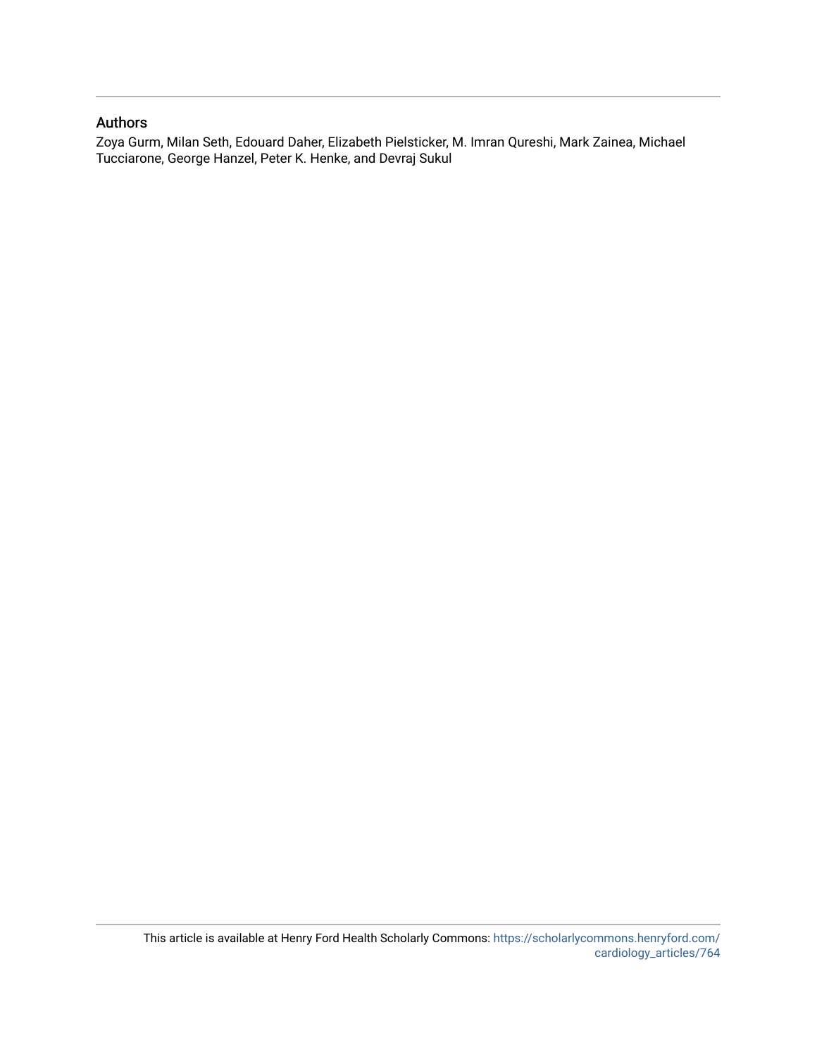## Authors

Zoya Gurm, Milan Seth, Edouard Daher, Elizabeth Pielsticker, M. Imran Qureshi, Mark Zainea, Michael Tucciarone, George Hanzel, Peter K. Henke, and Devraj Sukul

This article is available at Henry Ford Health Scholarly Commons: https://scholarlycommons.henryford.com/cardiology_articles/764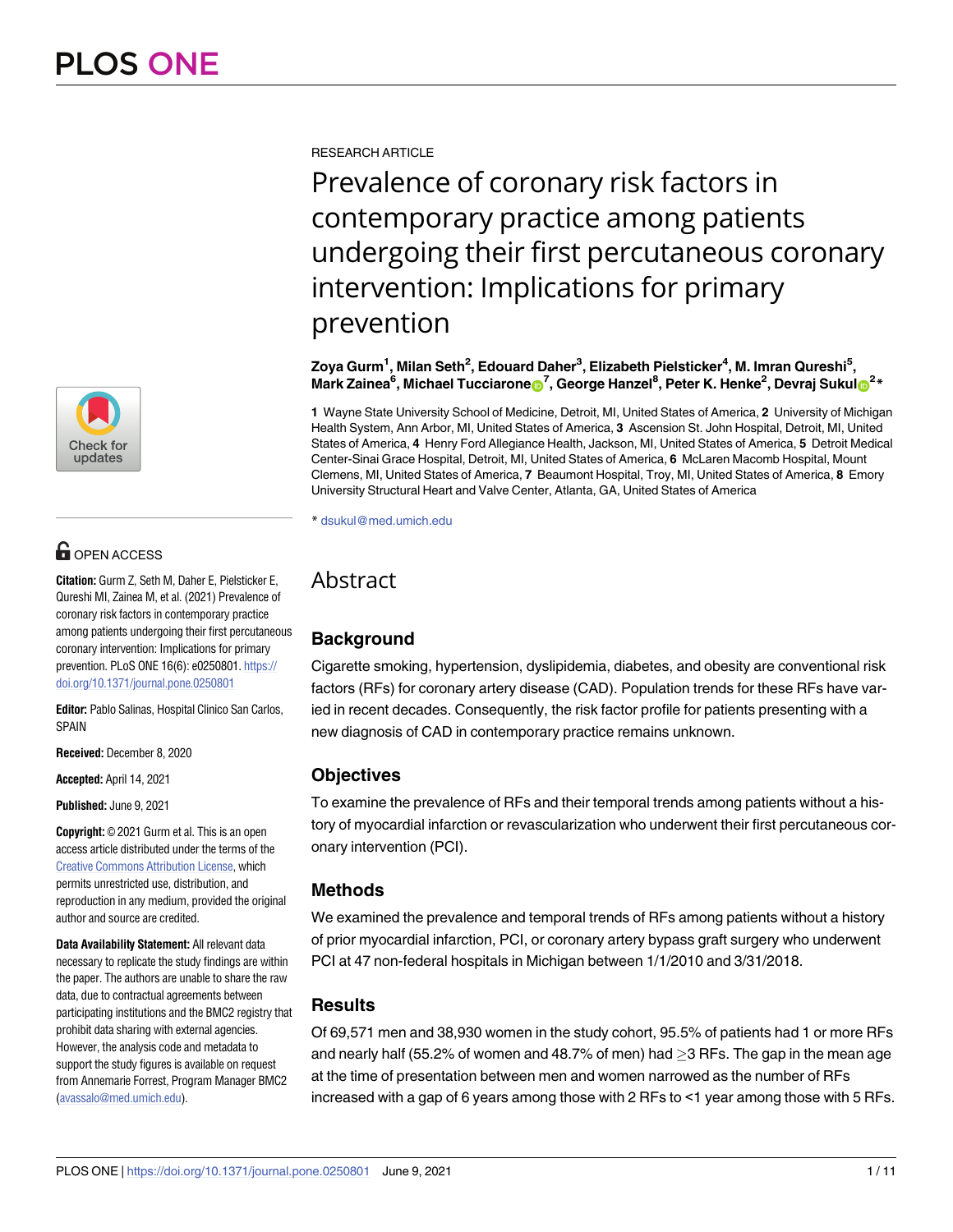RESEARCH ARTICLE

# Prevalence of coronary risk factors in contemporary practice among patients undergoing their first percutaneous coronary intervention: Implications for primary prevention

**Zoya Gurm[1], Milan Seth[2], Edouard Daher[3], Elizabeth Pielsticker[4], M. Imran Qureshi[5], Mark Zainea[6], Michael Tucciarone[7], George Hanzel[8], Peter K. Henke[2], Devraj Sukul[2]***

**1** Wayne State University School of Medicine, Detroit, MI, United States of America, **2** University of Michigan Health System, Ann Arbor, MI, United States of America, **3** Ascension St. John Hospital, Detroit, MI, United States of America, **4** Henry Ford Allegiance Health, Jackson, MI, United States of America, **5** Detroit Medical Center-Sinai Grace Hospital, Detroit, MI, United States of America, **6** McLaren Macomb Hospital, Mount Clemens, MI, United States of America, **7** Beaumont Hospital, Troy, MI, United States of America, **8** Emory University Structural Heart and Valve Center, Atlanta, GA, United States of America

* dsukul@med.umich.edu

OPEN ACCESS

**Citation:** Gurm Z, Seth M, Daher E, Pielsticker E, Qureshi MI, Zainea M, et al. (2021) Prevalence of coronary risk factors in contemporary practice among patients undergoing their first percutaneous coronary intervention: Implications for primary prevention. PLoS ONE 16(6): e0250801. https://doi.org/10.1371/journal.pone.0250801

**Editor:** Pablo Salinas, Hospital Clinico San Carlos, SPAIN

**Received:** December 8, 2020

**Accepted:** April 14, 2021

**Published:** June 9, 2021

**Copyright:** © 2021 Gurm et al. This is an open access article distributed under the terms of the Creative Commons Attribution License, which permits unrestricted use, distribution, and reproduction in any medium, provided the original author and source are credited.

**Data Availability Statement:** All relevant data necessary to replicate the study findings are within the paper. The authors are unable to share the raw data, due to contractual agreements between participating institutions and the BMC2 registry that prohibit data sharing with external agencies. However, the analysis code and metadata to support the study figures is available on request from Annemarie Forrest, Program Manager BMC2 (avassalo@med.umich.edu).

## Abstract

### Background

Cigarette smoking, hypertension, dyslipidemia, diabetes, and obesity are conventional risk factors (RFs) for coronary artery disease (CAD). Population trends for these RFs have varied in recent decades. Consequently, the risk factor profile for patients presenting with a new diagnosis of CAD in contemporary practice remains unknown.

### Objectives

To examine the prevalence of RFs and their temporal trends among patients without a history of myocardial infarction or revascularization who underwent their first percutaneous coronary intervention (PCI).

### Methods

We examined the prevalence and temporal trends of RFs among patients without a history of prior myocardial infarction, PCI, or coronary artery bypass graft surgery who underwent PCI at 47 non-federal hospitals in Michigan between 1/1/2010 and 3/31/2018.

### Results

Of 69,571 men and 38,930 women in the study cohort, 95.5% of patients had 1 or more RFs and nearly half (55.2% of women and 48.7% of men) had ≥3 RFs. The gap in the mean age at the time of presentation between men and women narrowed as the number of RFs increased with a gap of 6 years among those with 2 RFs to <1 year among those with 5 RFs.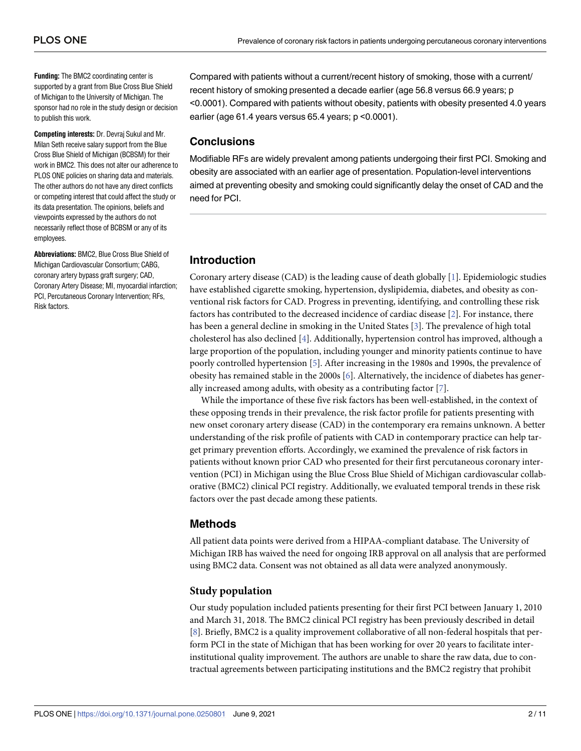**Funding:** The BMC2 coordinating center is supported by a grant from Blue Cross Blue Shield of Michigan to the University of Michigan. The sponsor had no role in the study design or decision to publish this work.

**Competing interests:** Dr. Devraj Sukul and Mr. Milan Seth receive salary support from the Blue Cross Blue Shield of Michigan (BCBSM) for their work in BMC2. This does not alter our adherence to PLOS ONE policies on sharing data and materials. The other authors do not have any direct conflicts or competing interest that could affect the study or its data presentation. The opinions, beliefs and viewpoints expressed by the authors do not necessarily reflect those of BCBSM or any of its employees.

**Abbreviations:** BMC2, Blue Cross Blue Shield of Michigan Cardiovascular Consortium; CABG, coronary artery bypass graft surgery; CAD, Coronary Artery Disease; MI, myocardial infarction; PCI, Percutaneous Coronary Intervention; RFs, Risk factors.

Compared with patients without a current/recent history of smoking, those with a current/recent history of smoking presented a decade earlier (age 56.8 versus 66.9 years; p <0.0001). Compared with patients without obesity, patients with obesity presented 4.0 years earlier (age 61.4 years versus 65.4 years; p <0.0001).

## Conclusions

Modifiable RFs are widely prevalent among patients undergoing their first PCI. Smoking and obesity are associated with an earlier age of presentation. Population-level interventions aimed at preventing obesity and smoking could significantly delay the onset of CAD and the need for PCI.

## Introduction

Coronary artery disease (CAD) is the leading cause of death globally [1]. Epidemiologic studies have established cigarette smoking, hypertension, dyslipidemia, diabetes, and obesity as conventional risk factors for CAD. Progress in preventing, identifying, and controlling these risk factors has contributed to the decreased incidence of cardiac disease [2]. For instance, there has been a general decline in smoking in the United States [3]. The prevalence of high total cholesterol has also declined [4]. Additionally, hypertension control has improved, although a large proportion of the population, including younger and minority patients continue to have poorly controlled hypertension [5]. After increasing in the 1980s and 1990s, the prevalence of obesity has remained stable in the 2000s [6]. Alternatively, the incidence of diabetes has generally increased among adults, with obesity as a contributing factor [7].

While the importance of these five risk factors has been well-established, in the context of these opposing trends in their prevalence, the risk factor profile for patients presenting with new onset coronary artery disease (CAD) in the contemporary era remains unknown. A better understanding of the risk profile of patients with CAD in contemporary practice can help target primary prevention efforts. Accordingly, we examined the prevalence of risk factors in patients without known prior CAD who presented for their first percutaneous coronary intervention (PCI) in Michigan using the Blue Cross Blue Shield of Michigan cardiovascular collaborative (BMC2) clinical PCI registry. Additionally, we evaluated temporal trends in these risk factors over the past decade among these patients.

## Methods

All patient data points were derived from a HIPAA-compliant database. The University of Michigan IRB has waived the need for ongoing IRB approval on all analysis that are performed using BMC2 data. Consent was not obtained as all data were analyzed anonymously.

### Study population

Our study population included patients presenting for their first PCI between January 1, 2010 and March 31, 2018. The BMC2 clinical PCI registry has been previously described in detail [8]. Briefly, BMC2 is a quality improvement collaborative of all non-federal hospitals that perform PCI in the state of Michigan that has been working for over 20 years to facilitate inter-institutional quality improvement. The authors are unable to share the raw data, due to contractual agreements between participating institutions and the BMC2 registry that prohibit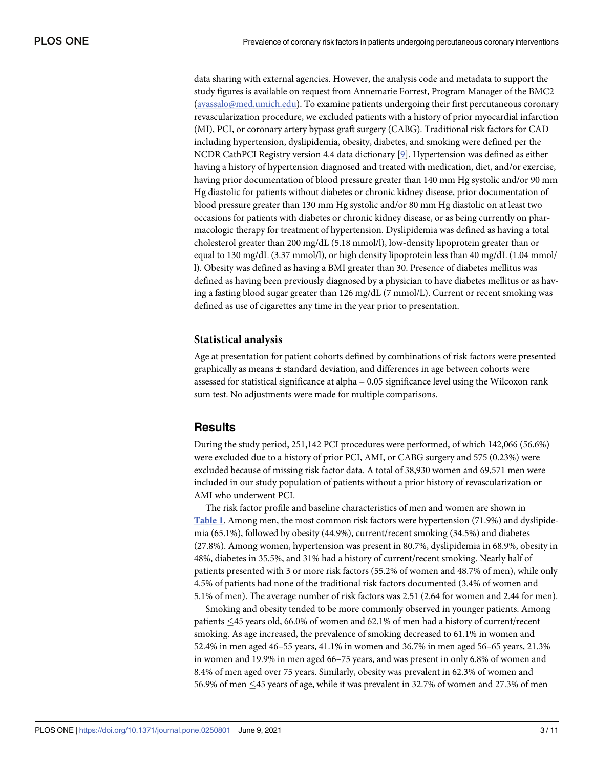data sharing with external agencies. However, the analysis code and metadata to support the study figures is available on request from Annemarie Forrest, Program Manager of the BMC2 (avassalo@med.umich.edu). To examine patients undergoing their first percutaneous coronary revascularization procedure, we excluded patients with a history of prior myocardial infarction (MI), PCI, or coronary artery bypass graft surgery (CABG). Traditional risk factors for CAD including hypertension, dyslipidemia, obesity, diabetes, and smoking were defined per the NCDR CathPCI Registry version 4.4 data dictionary [9]. Hypertension was defined as either having a history of hypertension diagnosed and treated with medication, diet, and/or exercise, having prior documentation of blood pressure greater than 140 mm Hg systolic and/or 90 mm Hg diastolic for patients without diabetes or chronic kidney disease, prior documentation of blood pressure greater than 130 mm Hg systolic and/or 80 mm Hg diastolic on at least two occasions for patients with diabetes or chronic kidney disease, or as being currently on pharmacologic therapy for treatment of hypertension. Dyslipidemia was defined as having a total cholesterol greater than 200 mg/dL (5.18 mmol/l), low-density lipoprotein greater than or equal to 130 mg/dL (3.37 mmol/l), or high density lipoprotein less than 40 mg/dL (1.04 mmol/l). Obesity was defined as having a BMI greater than 30. Presence of diabetes mellitus was defined as having been previously diagnosed by a physician to have diabetes mellitus or as having a fasting blood sugar greater than 126 mg/dL (7 mmol/L). Current or recent smoking was defined as use of cigarettes any time in the year prior to presentation.

### Statistical analysis

Age at presentation for patient cohorts defined by combinations of risk factors were presented graphically as means ± standard deviation, and differences in age between cohorts were assessed for statistical significance at alpha = 0.05 significance level using the Wilcoxon rank sum test. No adjustments were made for multiple comparisons.

## Results

During the study period, 251,142 PCI procedures were performed, of which 142,066 (56.6%) were excluded due to a history of prior PCI, AMI, or CABG surgery and 575 (0.23%) were excluded because of missing risk factor data. A total of 38,930 women and 69,571 men were included in our study population of patients without a prior history of revascularization or AMI who underwent PCI.

The risk factor profile and baseline characteristics of men and women are shown in **Table 1**. Among men, the most common risk factors were hypertension (71.9%) and dyslipidemia (65.1%), followed by obesity (44.9%), current/recent smoking (34.5%) and diabetes (27.8%). Among women, hypertension was present in 80.7%, dyslipidemia in 68.9%, obesity in 48%, diabetes in 35.5%, and 31% had a history of current/recent smoking. Nearly half of patients presented with 3 or more risk factors (55.2% of women and 48.7% of men), while only 4.5% of patients had none of the traditional risk factors documented (3.4% of women and 5.1% of men). The average number of risk factors was 2.51 (2.64 for women and 2.44 for men).

Smoking and obesity tended to be more commonly observed in younger patients. Among patients ≤45 years old, 66.0% of women and 62.1% of men had a history of current/recent smoking. As age increased, the prevalence of smoking decreased to 61.1% in women and 52.4% in men aged 46–55 years, 41.1% in women and 36.7% in men aged 56–65 years, 21.3% in women and 19.9% in men aged 66–75 years, and was present in only 6.8% of women and 8.4% of men aged over 75 years. Similarly, obesity was prevalent in 62.3% of women and 56.9% of men ≤45 years of age, while it was prevalent in 32.7% of women and 27.3% of men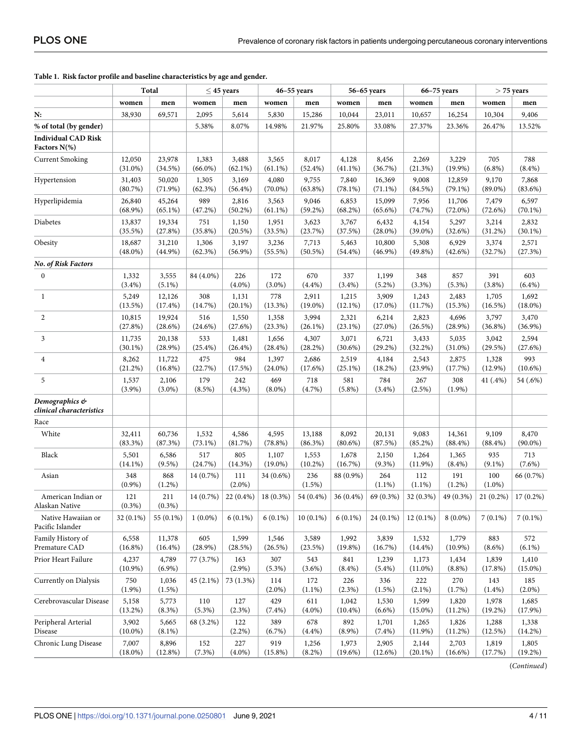**Table 1. Risk factor profile and baseline characteristics by age and gender.**

| | Total | | ≤ 45 years | | 46–55 years | | 56–65 years | | 66–75 years | | > 75 years | |
|---|---|---|---|---|---|---|---|---|---|---|---|---|
| | women | men | women | men | women | men | women | men | women | men | women | men |
| N: | 38,930 | 69,571 | 2,095 | 5,614 | 5,830 | 15,286 | 10,044 | 23,011 | 10,657 | 16,254 | 10,304 | 9,406 |
| % of total (by gender) | | | 5.38% | 8.07% | 14.98% | 21.97% | 25.80% | 33.08% | 27.37% | 23.36% | 26.47% | 13.52% |
| **Individual CAD Risk Factors N(%)** | | | | | | | | | | | | |
| Current Smoking | 12,050 (31.0%) | 23,978 (34.5%) | 1,383 (66.0%) | 3,488 (62.1%) | 3,565 (61.1%) | 8,017 (52.4%) | 4,128 (41.1%) | 8,456 (36.7%) | 2,269 (21.3%) | 3,229 (19.9%) | 705 (6.8%) | 788 (8.4%) |
| Hypertension | 31,403 (80.7%) | 50,020 (71.9%) | 1,305 (62.3%) | 3,169 (56.4%) | 4,080 (70.0%) | 9,755 (63.8%) | 7,840 (78.1%) | 16,369 (71.1%) | 9,008 (84.5%) | 12,859 (79.1%) | 9,170 (89.0%) | 7,868 (83.6%) |
| Hyperlipidemia | 26,840 (68.9%) | 45,264 (65.1%) | 989 (47.2%) | 2,816 (50.2%) | 3,563 (61.1%) | 9,046 (59.2%) | 6,853 (68.2%) | 15,099 (65.6%) | 7,956 (74.7%) | 11,706 (72.0%) | 7,479 (72.6%) | 6,597 (70.1%) |
| Diabetes | 13,837 (35.5%) | 19,334 (27.8%) | 751 (35.8%) | 1,150 (20.5%) | 1,951 (33.5%) | 3,623 (23.7%) | 3,767 (37.5%) | 6,432 (28.0%) | 4,154 (39.0%) | 5,297 (32.6%) | 3,214 (31.2%) | 2,832 (30.1%) |
| Obesity | 18,687 (48.0%) | 31,210 (44.9%) | 1,306 (62.3%) | 3,197 (56.9%) | 3,236 (55.5%) | 7,713 (50.5%) | 5,463 (54.4%) | 10,800 (46.9%) | 5,308 (49.8%) | 6,929 (42.6%) | 3,374 (32.7%) | 2,571 (27.3%) |
| ***No. of Risk Factors*** | | | | | | | | | | | | |
| 0 | 1,332 (3.4%) | 3,555 (5.1%) | 84 (4.0%) | 226 (4.0%) | 172 (3.0%) | 670 (4.4%) | 337 (3.4%) | 1,199 (5.2%) | 348 (3.3%) | 857 (5.3%) | 391 (3.8%) | 603 (6.4%) |
| 1 | 5,249 (13.5%) | 12,126 (17.4%) | 308 (14.7%) | 1,131 (20.1%) | 778 (13.3%) | 2,911 (19.0%) | 1,215 (12.1%) | 3,909 (17.0%) | 1,243 (11.7%) | 2,483 (15.3%) | 1,705 (16.5%) | 1,692 (18.0%) |
| 2 | 10,815 (27.8%) | 19,924 (28.6%) | 516 (24.6%) | 1,550 (27.6%) | 1,358 (23.3%) | 3,994 (26.1%) | 2,321 (23.1%) | 6,214 (27.0%) | 2,823 (26.5%) | 4,696 (28.9%) | 3,797 (36.8%) | 3,470 (36.9%) |
| 3 | 11,735 (30.1%) | 20,138 (28.9%) | 533 (25.4%) | 1,481 (26.4%) | 1,656 (28.4%) | 4,307 (28.2%) | 3,071 (30.6%) | 6,721 (29.2%) | 3,433 (32.2%) | 5,035 (31.0%) | 3,042 (29.5%) | 2,594 (27.6%) |
| 4 | 8,262 (21.2%) | 11,722 (16.8%) | 475 (22.7%) | 984 (17.5%) | 1,397 (24.0%) | 2,686 (17.6%) | 2,519 (25.1%) | 4,184 (18.2%) | 2,543 (23.9%) | 2,875 (17.7%) | 1,328 (12.9%) | 993 (10.6%) |
| 5 | 1,537 (3.9%) | 2,106 (3.0%) | 179 (8.5%) | 242 (4.3%) | 469 (8.0%) | 718 (4.7%) | 581 (5.8%) | 784 (3.4%) | 267 (2.5%) | 308 (1.9%) | 41 (.4%) | 54 (.6%) |
| ***Demographics & clinical characteristics*** | | | | | | | | | | | | |
| Race | | | | | | | | | | | | |
| White | 32,411 (83.3%) | 60,736 (87.3%) | 1,532 (73.1%) | 4,586 (81.7%) | 4,595 (78.8%) | 13,188 (86.3%) | 8,092 (80.6%) | 20,131 (87.5%) | 9,083 (85.2%) | 14,361 (88.4%) | 9,109 (88.4%) | 8,470 (90.0%) |
| Black | 5,501 (14.1%) | 6,586 (9.5%) | 517 (24.7%) | 805 (14.3%) | 1,107 (19.0%) | 1,553 (10.2%) | 1,678 (16.7%) | 2,150 (9.3%) | 1,264 (11.9%) | 1,365 (8.4%) | 935 (9.1%) | 713 (7.6%) |
| Asian | 348 (0.9%) | 868 (1.2%) | 14 (0.7%) | 111 (2.0%) | 34 (0.6%) | 236 (1.5%) | 88 (0.9%) | 264 (1.1%) | 112 (1.1%) | 191 (1.2%) | 100 (1.0%) | 66 (0.7%) |
| American Indian or Alaskan Native | 121 (0.3%) | 211 (0.3%) | 14 (0.7%) | 22 (0.4%) | 18 (0.3%) | 54 (0.4%) | 36 (0.4%) | 69 (0.3%) | 32 (0.3%) | 49 (0.3%) | 21 (0.2%) | 17 (0.2%) |
| Native Hawaiian or Pacific Islander | 32 (0.1%) | 55 (0.1%) | 1 (0.0%) | 6 (0.1%) | 6 (0.1%) | 10 (0.1%) | 6 (0.1%) | 24 (0.1%) | 12 (0.1%) | 8 (0.0%) | 7 (0.1%) | 7 (0.1%) |
| Family History of Premature CAD | 6,558 (16.8%) | 11,378 (16.4%) | 605 (28.9%) | 1,599 (28.5%) | 1,546 (26.5%) | 3,589 (23.5%) | 1,992 (19.8%) | 3,839 (16.7%) | 1,532 (14.4%) | 1,779 (10.9%) | 883 (8.6%) | 572 (6.1%) |
| Prior Heart Failure | 4,237 (10.9%) | 4,789 (6.9%) | 77 (3.7%) | 163 (2.9%) | 307 (5.3%) | 543 (3.6%) | 841 (8.4%) | 1,239 (5.4%) | 1,173 (11.0%) | 1,434 (8.8%) | 1,839 (17.8%) | 1,410 (15.0%) |
| Currently on Dialysis | 750 (1.9%) | 1,036 (1.5%) | 45 (2.1%) | 73 (1.3%) | 114 (2.0%) | 172 (1.1%) | 226 (2.3%) | 336 (1.5%) | 222 (2.1%) | 270 (1.7%) | 143 (1.4%) | 185 (2.0%) |
| Cerebrovascular Disease | 5,158 (13.2%) | 5,773 (8.3%) | 110 (5.3%) | 127 (2.3%) | 429 (7.4%) | 611 (4.0%) | 1,042 (10.4%) | 1,530 (6.6%) | 1,599 (15.0%) | 1,820 (11.2%) | 1,978 (19.2%) | 1,685 (17.9%) |
| Peripheral Arterial Disease | 3,902 (10.0%) | 5,665 (8.1%) | 68 (3.2%) | 122 (2.2%) | 389 (6.7%) | 678 (4.4%) | 892 (8.9%) | 1,701 (7.4%) | 1,265 (11.9%) | 1,826 (11.2%) | 1,288 (12.5%) | 1,338 (14.2%) |
| Chronic Lung Disease | 7,007 (18.0%) | 8,896 (12.8%) | 152 (7.3%) | 227 (4.0%) | 919 (15.8%) | 1,256 (8.2%) | 1,973 (19.6%) | 2,905 (12.6%) | 2,144 (20.1%) | 2,703 (16.6%) | 1,819 (17.7%) | 1,805 (19.2%) |

(*Continued*)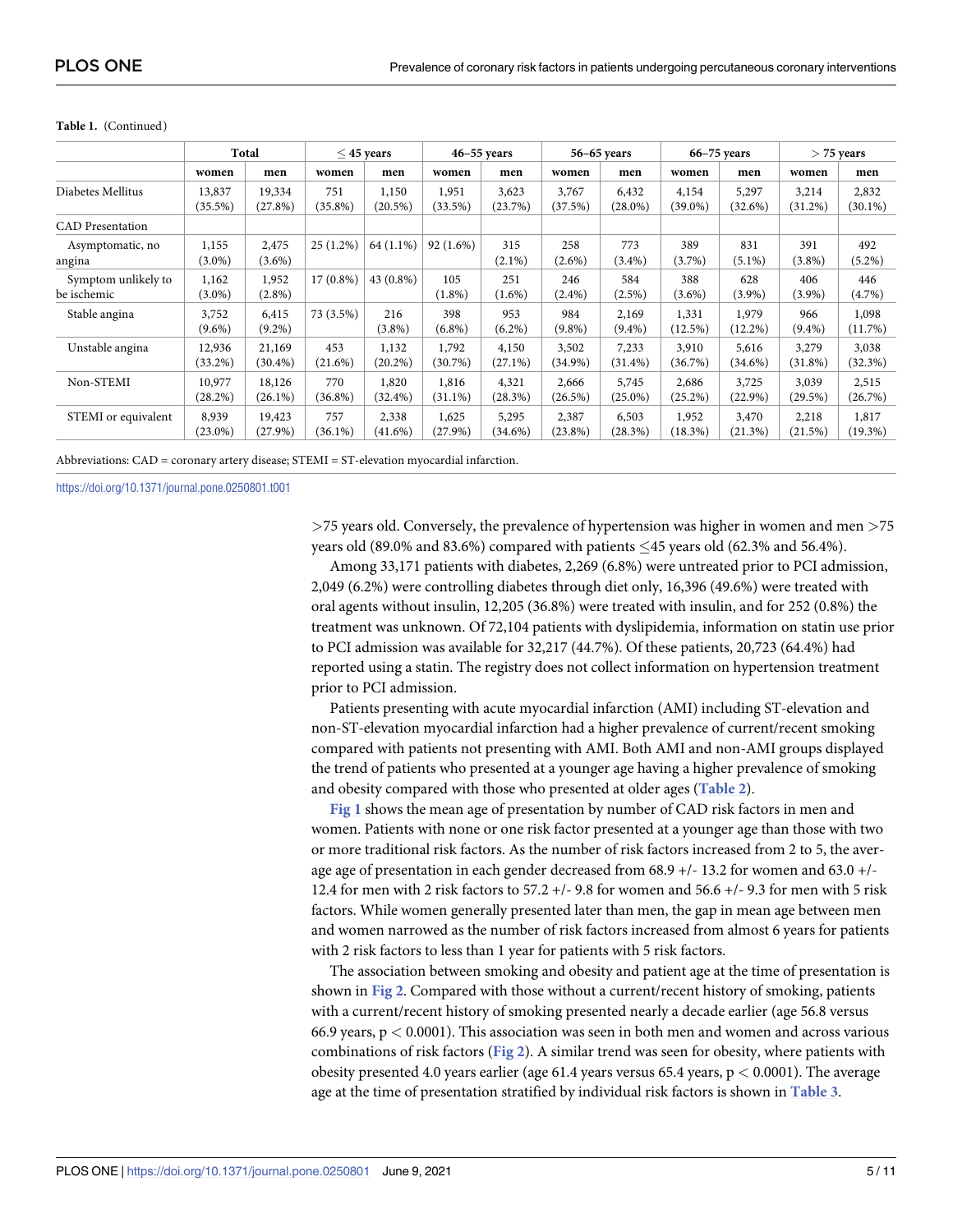**Table 1.** (Continued)

| | Total | | ≤ 45 years | | 46–55 years | | 56–65 years | | 66–75 years | | > 75 years | |
|---|---|---|---|---|---|---|---|---|---|---|---|---|
| | women | men | women | men | women | men | women | men | women | men | women | men |
| Diabetes Mellitus | 13,837 (35.5%) | 19,334 (27.8%) | 751 (35.8%) | 1,150 (20.5%) | 1,951 (33.5%) | 3,623 (23.7%) | 3,767 (37.5%) | 6,432 (28.0%) | 4,154 (39.0%) | 5,297 (32.6%) | 3,214 (31.2%) | 2,832 (30.1%) |
| CAD Presentation | | | | | | | | | | | | |
| Asymptomatic, no angina | 1,155 (3.0%) | 2,475 (3.6%) | 25 (1.2%) | 64 (1.1%) | 92 (1.6%) | 315 (2.1%) | 258 (2.6%) | 773 (3.4%) | 389 (3.7%) | 831 (5.1%) | 391 (3.8%) | 492 (5.2%) |
| Symptom unlikely to be ischemic | 1,162 (3.0%) | 1,952 (2.8%) | 17 (0.8%) | 43 (0.8%) | 105 (1.8%) | 251 (1.6%) | 246 (2.4%) | 584 (2.5%) | 388 (3.6%) | 628 (3.9%) | 406 (3.9%) | 446 (4.7%) |
| Stable angina | 3,752 (9.6%) | 6,415 (9.2%) | 73 (3.5%) | 216 (3.8%) | 398 (6.8%) | 953 (6.2%) | 984 (9.8%) | 2,169 (9.4%) | 1,331 (12.5%) | 1,979 (12.2%) | 966 (9.4%) | 1,098 (11.7%) |
| Unstable angina | 12,936 (33.2%) | 21,169 (30.4%) | 453 (21.6%) | 1,132 (20.2%) | 1,792 (30.7%) | 4,150 (27.1%) | 3,502 (34.9%) | 7,233 (31.4%) | 3,910 (36.7%) | 5,616 (34.6%) | 3,279 (31.8%) | 3,038 (32.3%) |
| Non-STEMI | 10,977 (28.2%) | 18,126 (26.1%) | 770 (36.8%) | 1,820 (32.4%) | 1,816 (31.1%) | 4,321 (28.3%) | 2,666 (26.5%) | 5,745 (25.0%) | 2,686 (25.2%) | 3,725 (22.9%) | 3,039 (29.5%) | 2,515 (26.7%) |
| STEMI or equivalent | 8,939 (23.0%) | 19,423 (27.9%) | 757 (36.1%) | 2,338 (41.6%) | 1,625 (27.9%) | 5,295 (34.6%) | 2,387 (23.8%) | 6,503 (28.3%) | 1,952 (18.3%) | 3,470 (21.3%) | 2,218 (21.5%) | 1,817 (19.3%) |

Abbreviations: CAD = coronary artery disease; STEMI = ST-elevation myocardial infarction.

https://doi.org/10.1371/journal.pone.0250801.t001

>75 years old. Conversely, the prevalence of hypertension was higher in women and men >75 years old (89.0% and 83.6%) compared with patients ≤45 years old (62.3% and 56.4%).

Among 33,171 patients with diabetes, 2,269 (6.8%) were untreated prior to PCI admission, 2,049 (6.2%) were controlling diabetes through diet only, 16,396 (49.6%) were treated with oral agents without insulin, 12,205 (36.8%) were treated with insulin, and for 252 (0.8%) the treatment was unknown. Of 72,104 patients with dyslipidemia, information on statin use prior to PCI admission was available for 32,217 (44.7%). Of these patients, 20,723 (64.4%) had reported using a statin. The registry does not collect information on hypertension treatment prior to PCI admission.

Patients presenting with acute myocardial infarction (AMI) including ST-elevation and non-ST-elevation myocardial infarction had a higher prevalence of current/recent smoking compared with patients not presenting with AMI. Both AMI and non-AMI groups displayed the trend of patients who presented at a younger age having a higher prevalence of smoking and obesity compared with those who presented at older ages (Table 2).

Fig 1 shows the mean age of presentation by number of CAD risk factors in men and women. Patients with none or one risk factor presented at a younger age than those with two or more traditional risk factors. As the number of risk factors increased from 2 to 5, the average age of presentation in each gender decreased from 68.9 +/- 13.2 for women and 63.0 +/- 12.4 for men with 2 risk factors to 57.2 +/- 9.8 for women and 56.6 +/- 9.3 for men with 5 risk factors. While women generally presented later than men, the gap in mean age between men and women narrowed as the number of risk factors increased from almost 6 years for patients with 2 risk factors to less than 1 year for patients with 5 risk factors.

The association between smoking and obesity and patient age at the time of presentation is shown in Fig 2. Compared with those without a current/recent history of smoking, patients with a current/recent history of smoking presented nearly a decade earlier (age 56.8 versus 66.9 years, $p < 0.0001$). This association was seen in both men and women and across various combinations of risk factors (Fig 2). A similar trend was seen for obesity, where patients with obesity presented 4.0 years earlier (age 61.4 years versus 65.4 years, $p < 0.0001$). The average age at the time of presentation stratified by individual risk factors is shown in Table 3.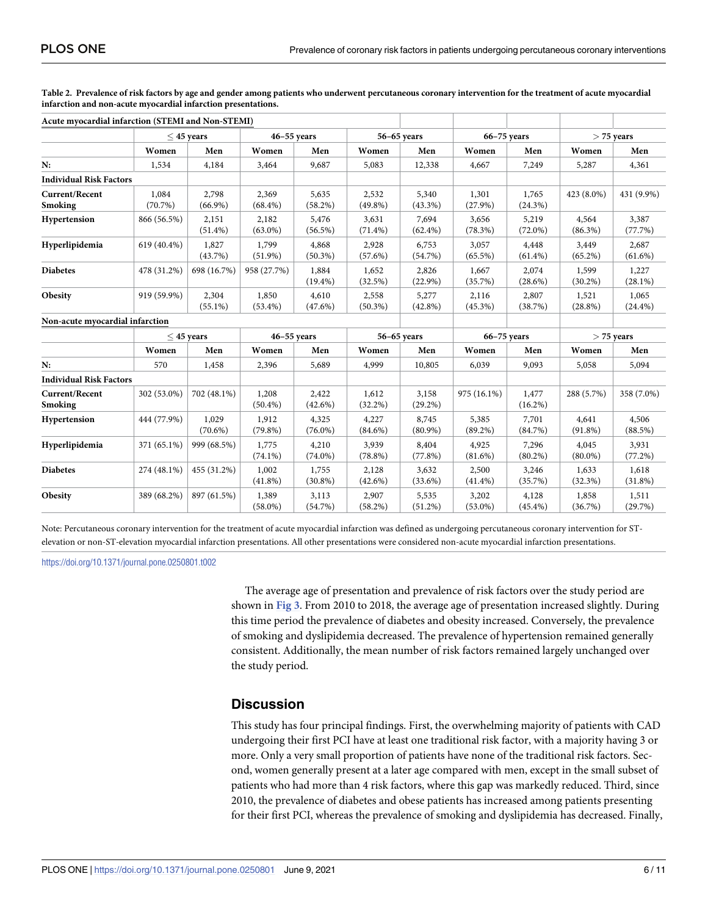**Table 2. Prevalence of risk factors by age and gender among patients who underwent percutaneous coronary intervention for the treatment of acute myocardial infarction and non-acute myocardial infarction presentations.**

| Acute myocardial infarction (STEMI and Non-STEMI) | | | | | | | | | | |
|---|---|---|---|---|---|---|---|---|---|---|
| | ≤ 45 years | | 46–55 years | | 56–65 years | | 66–75 years | | > 75 years | |
| | Women | Men | Women | Men | Women | Men | Women | Men | Women | Men |
| N: | 1,534 | 4,184 | 3,464 | 9,687 | 5,083 | 12,338 | 4,667 | 7,249 | 5,287 | 4,361 |
| **Individual Risk Factors** | | | | | | | | | | |
| **Current/Recent Smoking** | 1,084 (70.7%) | 2,798 (66.9%) | 2,369 (68.4%) | 5,635 (58.2%) | 2,532 (49.8%) | 5,340 (43.3%) | 1,301 (27.9%) | 1,765 (24.3%) | 423 (8.0%) | 431 (9.9%) |
| **Hypertension** | 866 (56.5%) | 2,151 (51.4%) | 2,182 (63.0%) | 5,476 (56.5%) | 3,631 (71.4%) | 7,694 (62.4%) | 3,656 (78.3%) | 5,219 (72.0%) | 4,564 (86.3%) | 3,387 (77.7%) |
| **Hyperlipidemia** | 619 (40.4%) | 1,827 (43.7%) | 1,799 (51.9%) | 4,868 (50.3%) | 2,928 (57.6%) | 6,753 (54.7%) | 3,057 (65.5%) | 4,448 (61.4%) | 3,449 (65.2%) | 2,687 (61.6%) |
| **Diabetes** | 478 (31.2%) | 698 (16.7%) | 958 (27.7%) | 1,884 (19.4%) | 1,652 (32.5%) | 2,826 (22.9%) | 1,667 (35.7%) | 2,074 (28.6%) | 1,599 (30.2%) | 1,227 (28.1%) |
| **Obesity** | 919 (59.9%) | 2,304 (55.1%) | 1,850 (53.4%) | 4,610 (47.6%) | 2,558 (50.3%) | 5,277 (42.8%) | 2,116 (45.3%) | 2,807 (38.7%) | 1,521 (28.8%) | 1,065 (24.4%) |
| **Non-acute myocardial infarction** | | | | | | | | | | |
| | ≤ 45 years | | 46–55 years | | 56–65 years | | 66–75 years | | > 75 years | |
| | Women | Men | Women | Men | Women | Men | Women | Men | Women | Men |
| N: | 570 | 1,458 | 2,396 | 5,689 | 4,999 | 10,805 | 6,039 | 9,093 | 5,058 | 5,094 |
| **Individual Risk Factors** | | | | | | | | | | |
| **Current/Recent Smoking** | 302 (53.0%) | 702 (48.1%) | 1,208 (50.4%) | 2,422 (42.6%) | 1,612 (32.2%) | 3,158 (29.2%) | 975 (16.1%) | 1,477 (16.2%) | 288 (5.7%) | 358 (7.0%) |
| **Hypertension** | 444 (77.9%) | 1,029 (70.6%) | 1,912 (79.8%) | 4,325 (76.0%) | 4,227 (84.6%) | 8,745 (80.9%) | 5,385 (89.2%) | 7,701 (84.7%) | 4,641 (91.8%) | 4,506 (88.5%) |
| **Hyperlipidemia** | 371 (65.1%) | 999 (68.5%) | 1,775 (74.1%) | 4,210 (74.0%) | 3,939 (78.8%) | 8,404 (77.8%) | 4,925 (81.6%) | 7,296 (80.2%) | 4,045 (80.0%) | 3,931 (77.2%) |
| **Diabetes** | 274 (48.1%) | 455 (31.2%) | 1,002 (41.8%) | 1,755 (30.8%) | 2,128 (42.6%) | 3,632 (33.6%) | 2,500 (41.4%) | 3,246 (35.7%) | 1,633 (32.3%) | 1,618 (31.8%) |
| **Obesity** | 389 (68.2%) | 897 (61.5%) | 1,389 (58.0%) | 3,113 (54.7%) | 2,907 (58.2%) | 5,535 (51.2%) | 3,202 (53.0%) | 4,128 (45.4%) | 1,858 (36.7%) | 1,511 (29.7%) |

Note: Percutaneous coronary intervention for the treatment of acute myocardial infarction was defined as undergoing percutaneous coronary intervention for ST-elevation or non-ST-elevation myocardial infarction presentations. All other presentations were considered non-acute myocardial infarction presentations.

https://doi.org/10.1371/journal.pone.0250801.t002

The average age of presentation and prevalence of risk factors over the study period are shown in Fig 3. From 2010 to 2018, the average age of presentation increased slightly. During this time period the prevalence of diabetes and obesity increased. Conversely, the prevalence of smoking and dyslipidemia decreased. The prevalence of hypertension remained generally consistent. Additionally, the mean number of risk factors remained largely unchanged over the study period.

## Discussion

This study has four principal findings. First, the overwhelming majority of patients with CAD undergoing their first PCI have at least one traditional risk factor, with a majority having 3 or more. Only a very small proportion of patients have none of the traditional risk factors. Second, women generally present at a later age compared with men, except in the small subset of patients who had more than 4 risk factors, where this gap was markedly reduced. Third, since 2010, the prevalence of diabetes and obese patients has increased among patients presenting for their first PCI, whereas the prevalence of smoking and dyslipidemia has decreased. Finally,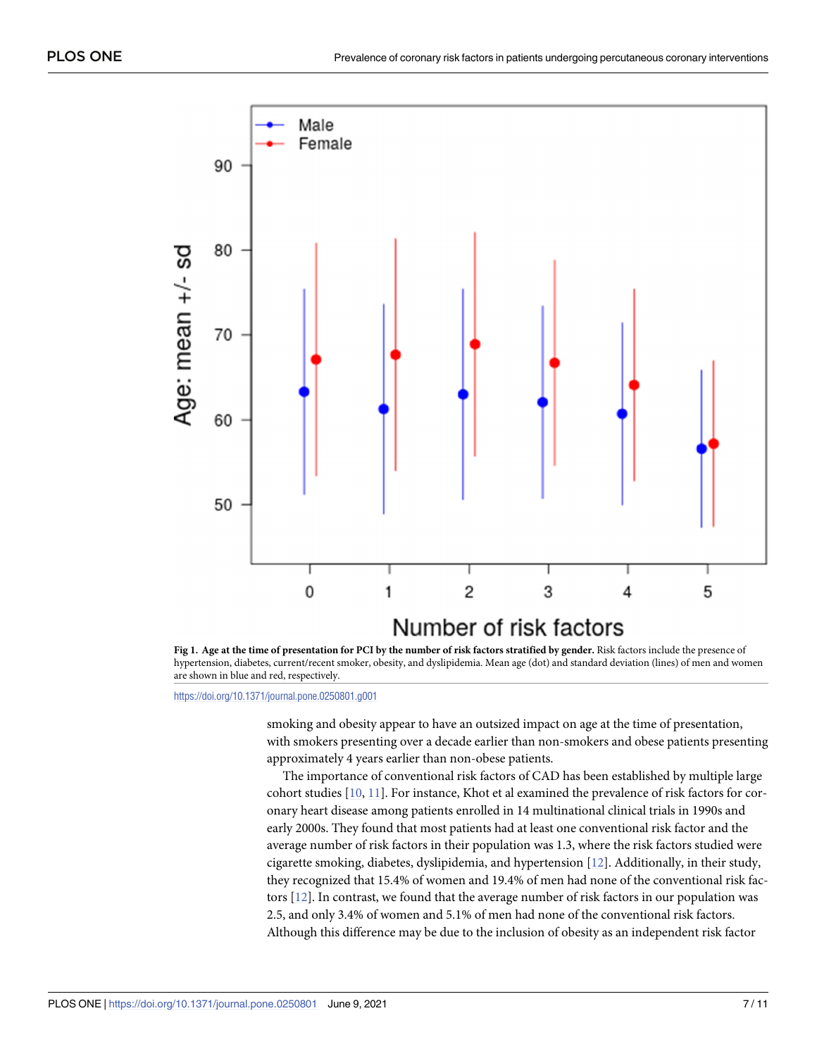**Fig 1. Age at the time of presentation for PCI by the number of risk factors stratified by gender.** Risk factors include the presence of hypertension, diabetes, current/recent smoker, obesity, and dyslipidemia. Mean age (dot) and standard deviation (lines) of men and women are shown in blue and red, respectively.

https://doi.org/10.1371/journal.pone.0250801.g001

smoking and obesity appear to have an outsized impact on age at the time of presentation, with smokers presenting over a decade earlier than non-smokers and obese patients presenting approximately 4 years earlier than non-obese patients.

The importance of conventional risk factors of CAD has been established by multiple large cohort studies [10, 11]. For instance, Khot et al examined the prevalence of risk factors for coronary heart disease among patients enrolled in 14 multinational clinical trials in 1990s and early 2000s. They found that most patients had at least one conventional risk factor and the average number of risk factors in their population was 1.3, where the risk factors studied were cigarette smoking, diabetes, dyslipidemia, and hypertension [12]. Additionally, in their study, they recognized that 15.4% of women and 19.4% of men had none of the conventional risk factors [12]. In contrast, we found that the average number of risk factors in our population was 2.5, and only 3.4% of women and 5.1% of men had none of the conventional risk factors. Although this difference may be due to the inclusion of obesity as an independent risk factor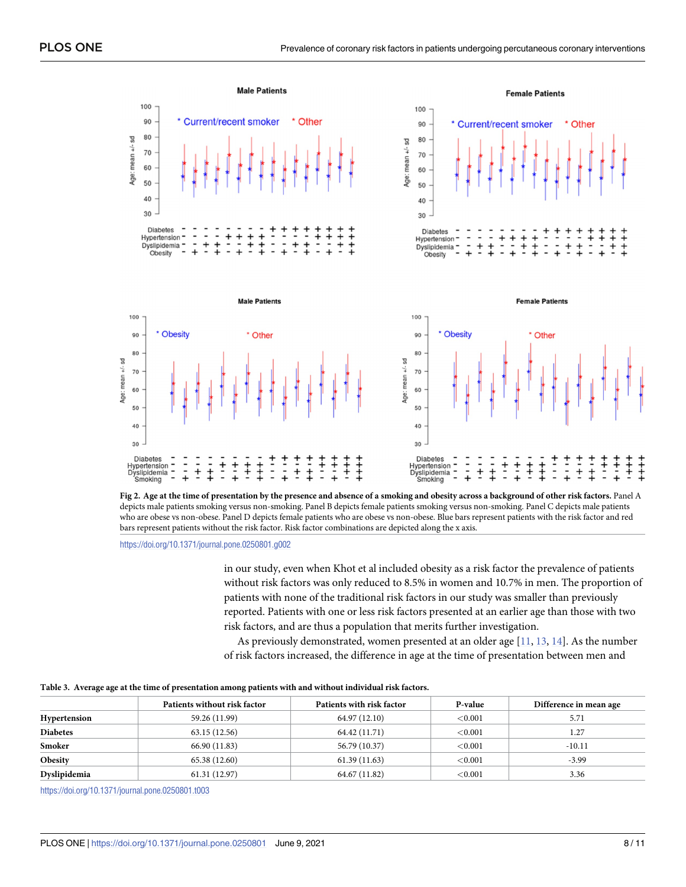**Fig 2. Age at the time of presentation by the presence and absence of a smoking and obesity across a background of other risk factors.** Panel A depicts male patients smoking versus non-smoking. Panel B depicts female patients smoking versus non-smoking. Panel C depicts male patients who are obese vs non-obese. Panel D depicts female patients who are obese vs non-obese. Blue bars represent patients with the risk factor and red bars represent patients without the risk factor. Risk factor combinations are depicted along the x axis.

https://doi.org/10.1371/journal.pone.0250801.g002

in our study, even when Khot et al included obesity as a risk factor the prevalence of patients without risk factors was only reduced to 8.5% in women and 10.7% in men. The proportion of patients with none of the traditional risk factors in our study was smaller than previously reported. Patients with one or less risk factors presented at an earlier age than those with two risk factors, and are thus a population that merits further investigation.

As previously demonstrated, women presented at an older age [11, 13, 14]. As the number of risk factors increased, the difference in age at the time of presentation between men and

**Table 3. Average age at the time of presentation among patients with and without individual risk factors.**

| | Patients without risk factor | Patients with risk factor | P-value | Difference in mean age |
|---|---|---|---|---|
| **Hypertension** | 59.26 (11.99) | 64.97 (12.10) | <0.001 | 5.71 |
| **Diabetes** | 63.15 (12.56) | 64.42 (11.71) | <0.001 | 1.27 |
| **Smoker** | 66.90 (11.83) | 56.79 (10.37) | <0.001 | -10.11 |
| **Obesity** | 65.38 (12.60) | 61.39 (11.63) | <0.001 | -3.99 |
| **Dyslipidemia** | 61.31 (12.97) | 64.67 (11.82) | <0.001 | 3.36 |

https://doi.org/10.1371/journal.pone.0250801.t003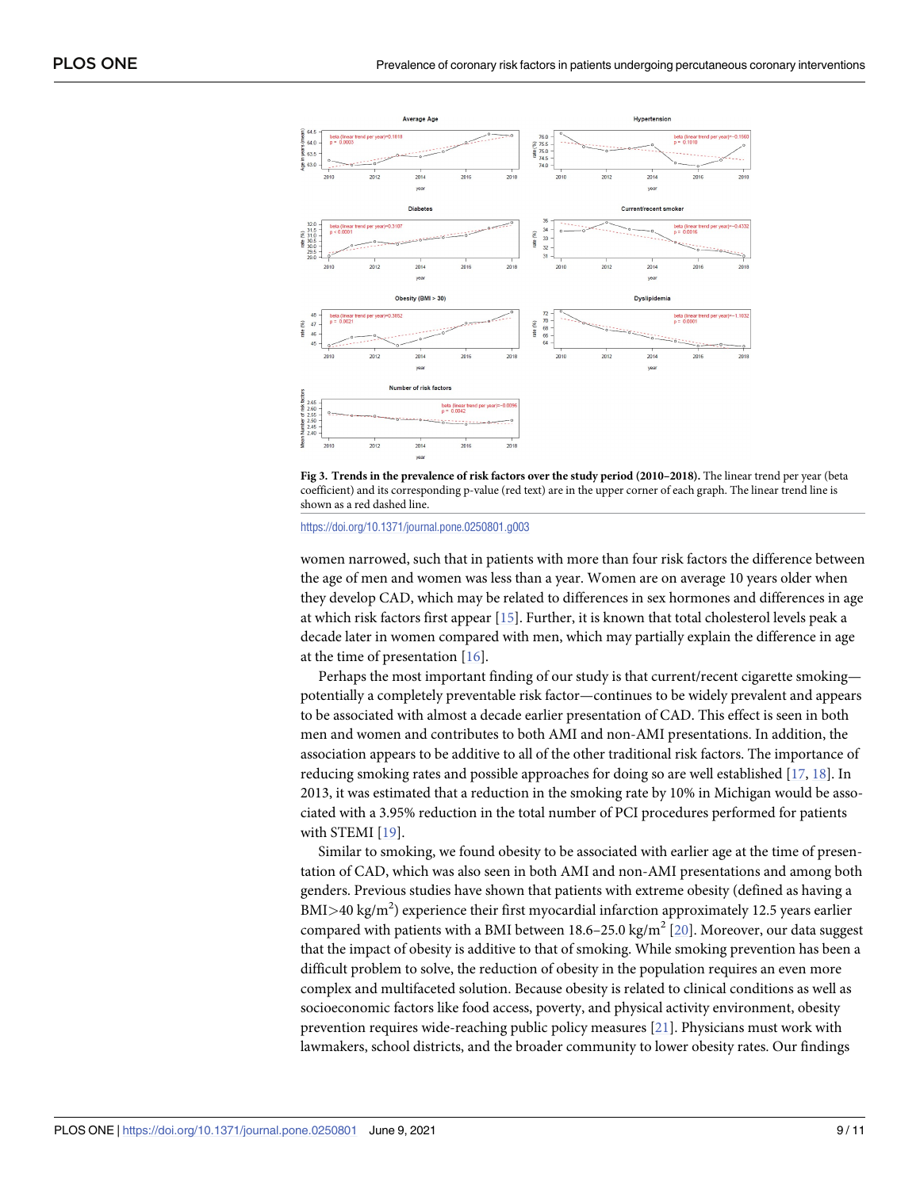**Fig 3. Trends in the prevalence of risk factors over the study period (2010–2018).** The linear trend per year (beta coefficient) and its corresponding p-value (red text) are in the upper corner of each graph. The linear trend line is shown as a red dashed line.

https://doi.org/10.1371/journal.pone.0250801.g003

women narrowed, such that in patients with more than four risk factors the difference between the age of men and women was less than a year. Women are on average 10 years older when they develop CAD, which may be related to differences in sex hormones and differences in age at which risk factors first appear [15]. Further, it is known that total cholesterol levels peak a decade later in women compared with men, which may partially explain the difference in age at the time of presentation [16].

Perhaps the most important finding of our study is that current/recent cigarette smoking—potentially a completely preventable risk factor—continues to be widely prevalent and appears to be associated with almost a decade earlier presentation of CAD. This effect is seen in both men and women and contributes to both AMI and non-AMI presentations. In addition, the association appears to be additive to all of the other traditional risk factors. The importance of reducing smoking rates and possible approaches for doing so are well established [17, 18]. In 2013, it was estimated that a reduction in the smoking rate by 10% in Michigan would be associated with a 3.95% reduction in the total number of PCI procedures performed for patients with STEMI [19].

Similar to smoking, we found obesity to be associated with earlier age at the time of presentation of CAD, which was also seen in both AMI and non-AMI presentations and among both genders. Previous studies have shown that patients with extreme obesity (defined as having a BMI>40 kg/m$^2$) experience their first myocardial infarction approximately 12.5 years earlier compared with patients with a BMI between 18.6–25.0 kg/m$^2$ [20]. Moreover, our data suggest that the impact of obesity is additive to that of smoking. While smoking prevention has been a difficult problem to solve, the reduction of obesity in the population requires an even more complex and multifaceted solution. Because obesity is related to clinical conditions as well as socioeconomic factors like food access, poverty, and physical activity environment, obesity prevention requires wide-reaching public policy measures [21]. Physicians must work with lawmakers, school districts, and the broader community to lower obesity rates. Our findings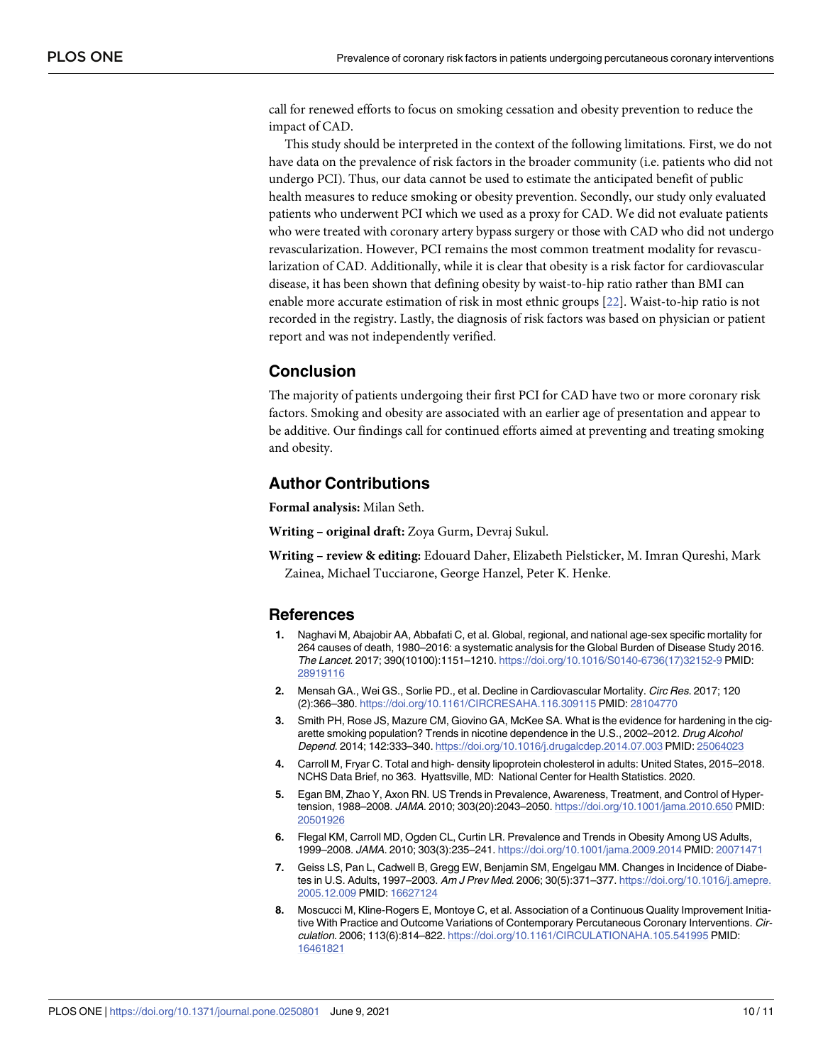call for renewed efforts to focus on smoking cessation and obesity prevention to reduce the impact of CAD.

This study should be interpreted in the context of the following limitations. First, we do not have data on the prevalence of risk factors in the broader community (i.e. patients who did not undergo PCI). Thus, our data cannot be used to estimate the anticipated benefit of public health measures to reduce smoking or obesity prevention. Secondly, our study only evaluated patients who underwent PCI which we used as a proxy for CAD. We did not evaluate patients who were treated with coronary artery bypass surgery or those with CAD who did not undergo revascularization. However, PCI remains the most common treatment modality for revascularization of CAD. Additionally, while it is clear that obesity is a risk factor for cardiovascular disease, it has been shown that defining obesity by waist-to-hip ratio rather than BMI can enable more accurate estimation of risk in most ethnic groups [22]. Waist-to-hip ratio is not recorded in the registry. Lastly, the diagnosis of risk factors was based on physician or patient report and was not independently verified.

## Conclusion

The majority of patients undergoing their first PCI for CAD have two or more coronary risk factors. Smoking and obesity are associated with an earlier age of presentation and appear to be additive. Our findings call for continued efforts aimed at preventing and treating smoking and obesity.

## Author Contributions

**Formal analysis:** Milan Seth.

**Writing – original draft:** Zoya Gurm, Devraj Sukul.

**Writing – review & editing:** Edouard Daher, Elizabeth Pielsticker, M. Imran Qureshi, Mark Zainea, Michael Tucciarone, George Hanzel, Peter K. Henke.

## References

1. Naghavi M, Abajobir AA, Abbafati C, et al. Global, regional, and national age-sex specific mortality for 264 causes of death, 1980–2016: a systematic analysis for the Global Burden of Disease Study 2016. *The Lancet*. 2017; 390(10100):1151–1210. https://doi.org/10.1016/S0140-6736(17)32152-9 PMID: 28919116
2. Mensah GA., Wei GS., Sorlie PD., et al. Decline in Cardiovascular Mortality. *Circ Res*. 2017; 120 (2):366–380. https://doi.org/10.1161/CIRCRESAHA.116.309115 PMID: 28104770
3. Smith PH, Rose JS, Mazure CM, Giovino GA, McKee SA. What is the evidence for hardening in the cigarette smoking population? Trends in nicotine dependence in the U.S., 2002–2012. *Drug Alcohol Depend*. 2014; 142:333–340. https://doi.org/10.1016/j.drugalcdep.2014.07.003 PMID: 25064023
4. Carroll M, Fryar C. Total and high- density lipoprotein cholesterol in adults: United States, 2015–2018. NCHS Data Brief, no 363. Hyattsville, MD: National Center for Health Statistics. 2020.
5. Egan BM, Zhao Y, Axon RN. US Trends in Prevalence, Awareness, Treatment, and Control of Hypertension, 1988–2008. *JAMA*. 2010; 303(20):2043–2050. https://doi.org/10.1001/jama.2010.650 PMID: 20501926
6. Flegal KM, Carroll MD, Ogden CL, Curtin LR. Prevalence and Trends in Obesity Among US Adults, 1999–2008. *JAMA*. 2010; 303(3):235–241. https://doi.org/10.1001/jama.2009.2014 PMID: 20071471
7. Geiss LS, Pan L, Cadwell B, Gregg EW, Benjamin SM, Engelgau MM. Changes in Incidence of Diabetes in U.S. Adults, 1997–2003. *Am J Prev Med*. 2006; 30(5):371–377. https://doi.org/10.1016/j.amepre.2005.12.009 PMID: 16627124
8. Moscucci M, Kline-Rogers E, Montoye C, et al. Association of a Continuous Quality Improvement Initiative With Practice and Outcome Variations of Contemporary Percutaneous Coronary Interventions. *Circulation*. 2006; 113(6):814–822. https://doi.org/10.1161/CIRCULATIONAHA.105.541995 PMID: 16461821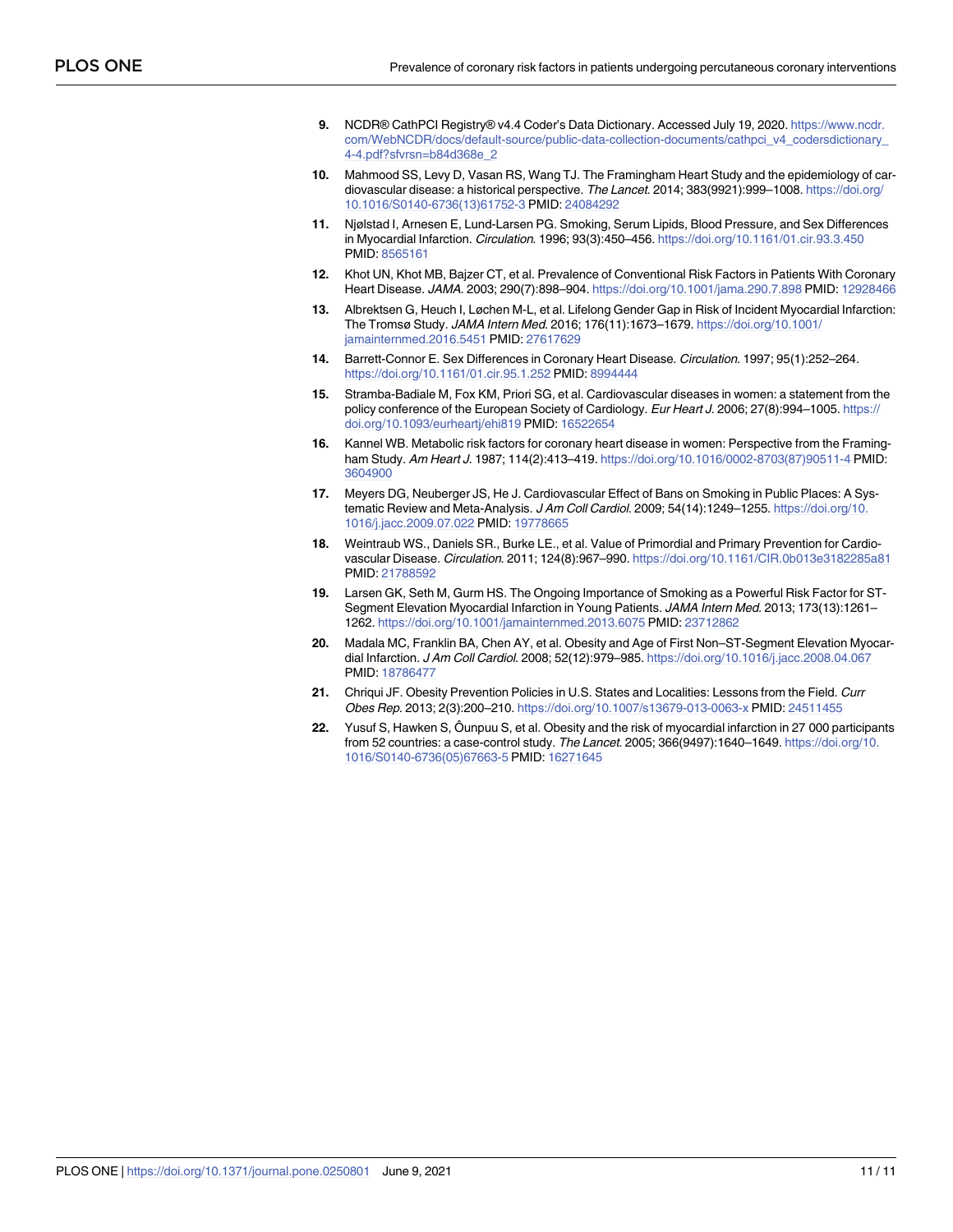9. NCDR® CathPCI Registry® v4.4 Coder's Data Dictionary. Accessed July 19, 2020. https://www.ncdr.com/WebNCDR/docs/default-source/public-data-collection-documents/cathpci_v4_codersdictionary_4-4.pdf?sfvrsn=b84d368e_2
10. Mahmood SS, Levy D, Vasan RS, Wang TJ. The Framingham Heart Study and the epidemiology of cardiovascular disease: a historical perspective. *The Lancet*. 2014; 383(9921):999–1008. https://doi.org/10.1016/S0140-6736(13)61752-3 PMID: 24084292
11. Njølstad I, Arnesen E, Lund-Larsen PG. Smoking, Serum Lipids, Blood Pressure, and Sex Differences in Myocardial Infarction. *Circulation*. 1996; 93(3):450–456. https://doi.org/10.1161/01.cir.93.3.450 PMID: 8565161
12. Khot UN, Khot MB, Bajzer CT, et al. Prevalence of Conventional Risk Factors in Patients With Coronary Heart Disease. *JAMA*. 2003; 290(7):898–904. https://doi.org/10.1001/jama.290.7.898 PMID: 12928466
13. Albrektsen G, Heuch I, Løchen M-L, et al. Lifelong Gender Gap in Risk of Incident Myocardial Infarction: The Tromsø Study. *JAMA Intern Med*. 2016; 176(11):1673–1679. https://doi.org/10.1001/jamainternmed.2016.5451 PMID: 27617629
14. Barrett-Connor E. Sex Differences in Coronary Heart Disease. *Circulation*. 1997; 95(1):252–264. https://doi.org/10.1161/01.cir.95.1.252 PMID: 8994444
15. Stramba-Badiale M, Fox KM, Priori SG, et al. Cardiovascular diseases in women: a statement from the policy conference of the European Society of Cardiology. *Eur Heart J*. 2006; 27(8):994–1005. https://doi.org/10.1093/eurheartj/ehi819 PMID: 16522654
16. Kannel WB. Metabolic risk factors for coronary heart disease in women: Perspective from the Framingham Study. *Am Heart J*. 1987; 114(2):413–419. https://doi.org/10.1016/0002-8703(87)90511-4 PMID: 3604900
17. Meyers DG, Neuberger JS, He J. Cardiovascular Effect of Bans on Smoking in Public Places: A Systematic Review and Meta-Analysis. *J Am Coll Cardiol*. 2009; 54(14):1249–1255. https://doi.org/10.1016/j.jacc.2009.07.022 PMID: 19778665
18. Weintraub WS., Daniels SR., Burke LE., et al. Value of Primordial and Primary Prevention for Cardiovascular Disease. *Circulation*. 2011; 124(8):967–990. https://doi.org/10.1161/CIR.0b013e3182285a81 PMID: 21788592
19. Larsen GK, Seth M, Gurm HS. The Ongoing Importance of Smoking as a Powerful Risk Factor for ST-Segment Elevation Myocardial Infarction in Young Patients. *JAMA Intern Med*. 2013; 173(13):1261–1262. https://doi.org/10.1001/jamainternmed.2013.6075 PMID: 23712862
20. Madala MC, Franklin BA, Chen AY, et al. Obesity and Age of First Non–ST-Segment Elevation Myocardial Infarction. *J Am Coll Cardiol*. 2008; 52(12):979–985. https://doi.org/10.1016/j.jacc.2008.04.067 PMID: 18786477
21. Chriqui JF. Obesity Prevention Policies in U.S. States and Localities: Lessons from the Field. *Curr Obes Rep*. 2013; 2(3):200–210. https://doi.org/10.1007/s13679-013-0063-x PMID: 24511455
22. Yusuf S, Hawken S, Ôunpuu S, et al. Obesity and the risk of myocardial infarction in 27 000 participants from 52 countries: a case-control study. *The Lancet*. 2005; 366(9497):1640–1649. https://doi.org/10.1016/S0140-6736(05)67663-5 PMID: 16271645